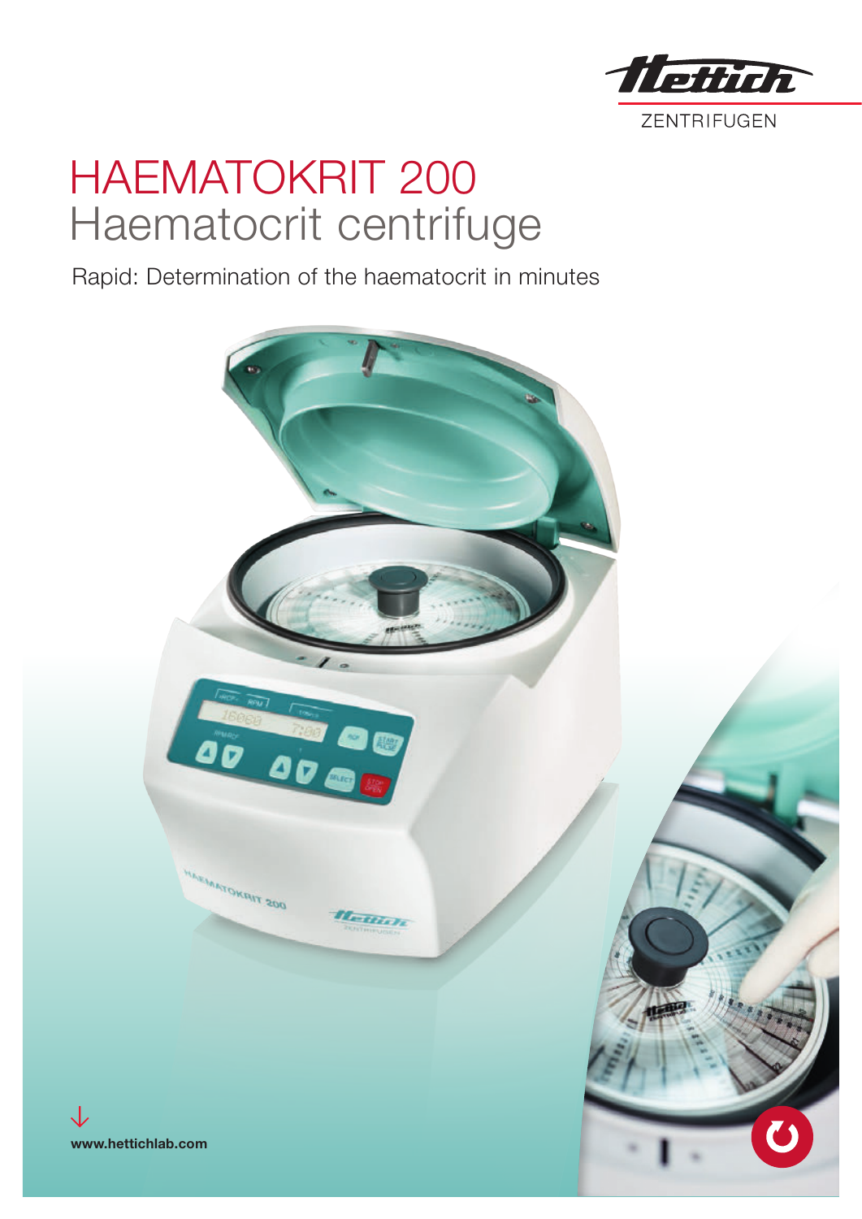Hettich

ZENTRIFUGEN

# HAEMATOKRIT 200
## Haematocrit centrifuge

Rapid: Determination of the haematocrit in minutes

**www.hettichlab.com**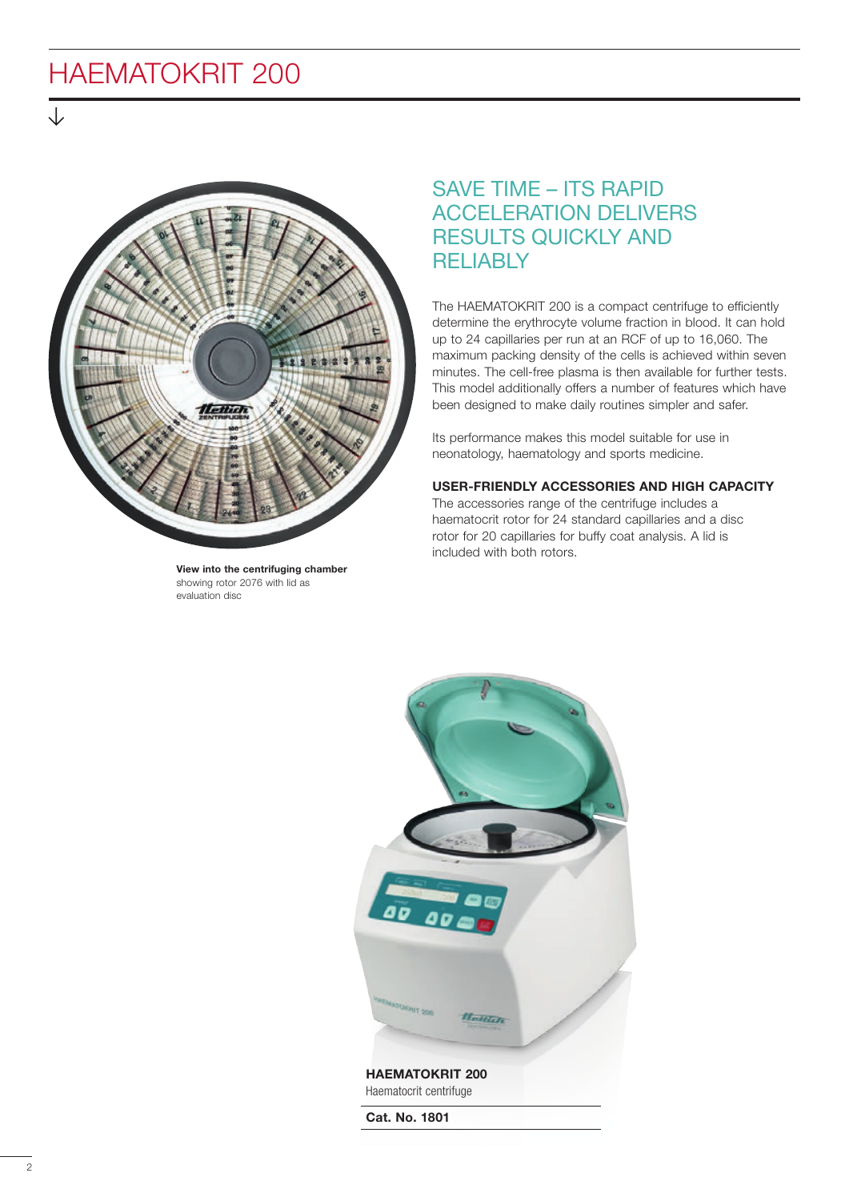# HAEMATOKRIT 200

View into the centrifuging chamber showing rotor 2076 with lid as evaluation disc

## SAVE TIME – ITS RAPID ACCELERATION DELIVERS RESULTS QUICKLY AND RELIABLY

The HAEMATOKRIT 200 is a compact centrifuge to efficiently determine the erythrocyte volume fraction in blood. It can hold up to 24 capillaries per run at an RCF of up to 16,060. The maximum packing density of the cells is achieved within seven minutes. The cell-free plasma is then available for further tests. This model additionally offers a number of features which have been designed to make daily routines simpler and safer.

Its performance makes this model suitable for use in neonatology, haematology and sports medicine.

**USER-FRIENDLY ACCESSORIES AND HIGH CAPACITY**

The accessories range of the centrifuge includes a haematocrit rotor for 24 standard capillaries and a disc rotor for 20 capillaries for buffy coat analysis. A lid is included with both rotors.

**HAEMATOKRIT 200**
Haematocrit centrifuge

**Cat. No. 1801**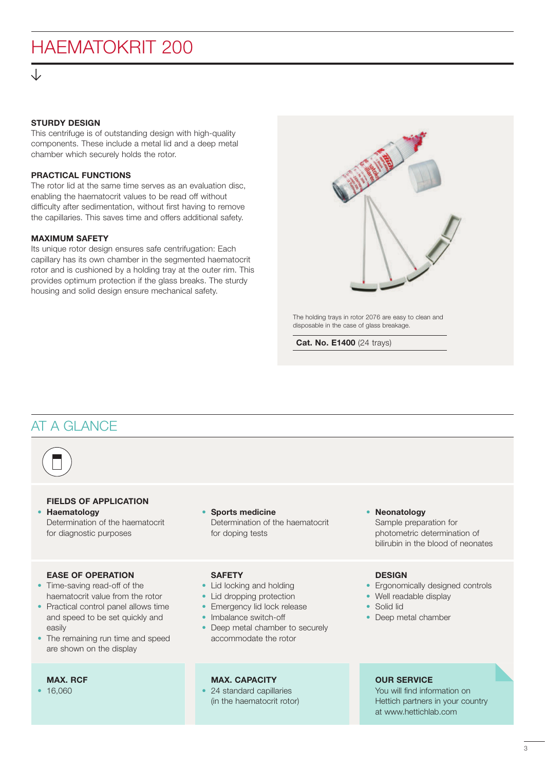# HAEMATOKRIT 200

### STURDY DESIGN

This centrifuge is of outstanding design with high-quality components. These include a metal lid and a deep metal chamber which securely holds the rotor.

### PRACTICAL FUNCTIONS

The rotor lid at the same time serves as an evaluation disc, enabling the haematocrit values to be read off without difficulty after sedimentation, without first having to remove the capillaries. This saves time and offers additional safety.

### MAXIMUM SAFETY

Its unique rotor design ensures safe centrifugation: Each capillary has its own chamber in the segmented haematocrit rotor and is cushioned by a holding tray at the outer rim. This provides optimum protection if the glass breaks. The sturdy housing and solid design ensure mechanical safety.

The holding trays in rotor 2076 are easy to clean and disposable in the case of glass breakage.

**Cat. No. E1400** (24 trays)

## AT A GLANCE

### FIELDS OF APPLICATION

- **Haematology**
  Determination of the haematocrit for diagnostic purposes
- **Sports medicine**
  Determination of the haematocrit for doping tests
- **Neonatology**
  Sample preparation for photometric determination of bilirubin in the blood of neonates

### EASE OF OPERATION

- Time-saving read-off of the haematocrit value from the rotor
- Practical control panel allows time and speed to be set quickly and easily
- The remaining run time and speed are shown on the display

### SAFETY

- Lid locking and holding
- Lid dropping protection
- Emergency lid lock release
- Imbalance switch-off
- Deep metal chamber to securely accommodate the rotor

### DESIGN

- Ergonomically designed controls
- Well readable display
- Solid lid
- Deep metal chamber

### MAX. RCF

- 16,060

### MAX. CAPACITY

- 24 standard capillaries (in the haematocrit rotor)

### OUR SERVICE

You will find information on Hettich partners in your country at www.hettichlab.com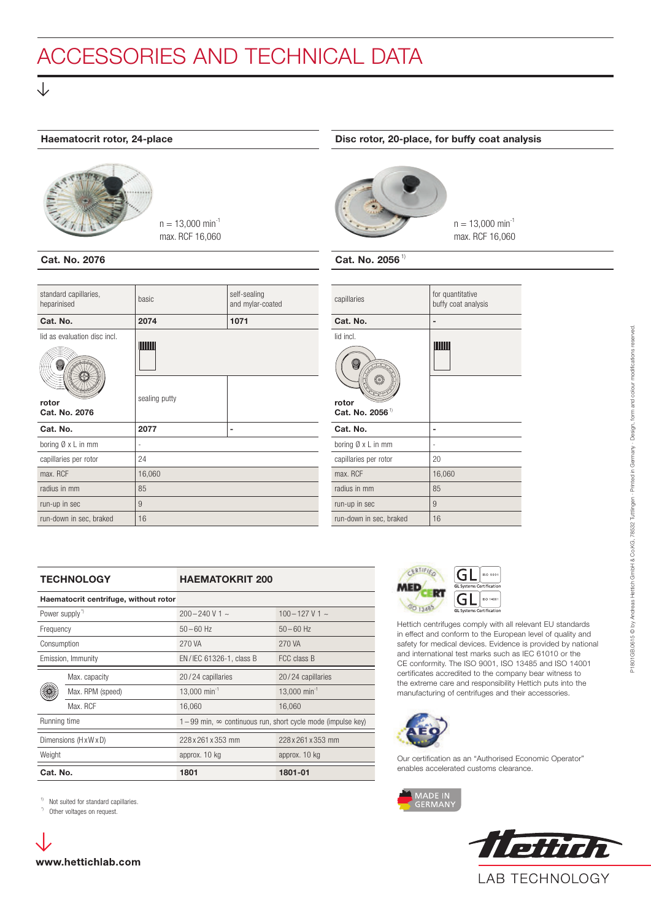# ACCESSORIES AND TECHNICAL DATA

## Haematocrit rotor, 24-place

n = 13,000 $min^{-1}$
max. RCF 16,060

**Cat. No. 2076**

| | | |
|---|---|---|
| standard capillaries, heparinised | basic | self-sealing and mylar-coated |
| **Cat. No.** | **2074** | **1071** |
| lid as evaluation disc incl. | | |
| **rotor Cat. No. 2076** | sealing putty | |
| **Cat. No.** | **2077** | **-** |
| boring Ø x L in mm | - | |
| capillaries per rotor | 24 | |
| max. RCF | 16,060 | |
| radius in mm | 85 | |
| run-up in sec | 9 | |
| run-down in sec, braked | 16 | |

## Disc rotor, 20-place, for buffy coat analysis

n = 13,000 $min^{-1}$
max. RCF 16,060

**Cat. No. 2056** [1)]

| | |
|---|---|
| capillaries | for quantitative buffy coat analysis |
| **Cat. No.** | **-** |
| lid incl. **rotor Cat. No. 2056** [1)] | |
| **Cat. No.** | **-** |
| boring Ø x L in mm | - |
| capillaries per rotor | 20 |
| max. RCF | 16,060 |
| radius in mm | 85 |
| run-up in sec | 9 |
| run-down in sec, braked | 16 |

| **TECHNOLOGY** | **HAEMATOKRIT 200** | |
|---|---|---|
| **Haematocrit centrifuge, without rotor** | | |
| Power supply [*)] | 200 – 240 V 1 ~ | 100 – 127 V 1 ~ |
| Frequency | 50 – 60 Hz | 50 – 60 Hz |
| Consumption | 270 VA | 270 VA |
| Emission, Immunity | EN / IEC 61326-1, class B | FCC class B |
| Max. capacity | 20 / 24 capillaries | 20 / 24 capillaries |
| Max. RPM (speed) | 13,000 $min^{-1}$ | 13,000 $min^{-1}$ |
| Max. RCF | 16,060 | 16,060 |
| Running time | 1 – 99 min, ∞ continuous run, short cycle mode (impulse key) | |
| Dimensions (H x W x D) | 228 x 261 x 353 mm | 228 x 261 x 353 mm |
| Weight | approx. 10 kg | approx. 10 kg |
| **Cat. No.** | **1801** | **1801-01** |

[1)] Not suited for standard capillaries.
[*)] Other voltages on request.

Hettich centrifuges comply with all relevant EU standards in effect and conform to the European level of quality and safety for medical devices. Evidence is provided by national and international test marks such as IEC 61010 or the CE conformity. The ISO 9001, ISO 13485 and ISO 14001 certificates accredited to the company bear witness to the extreme care and responsibility Hettich puts into the manufacturing of centrifuges and their accessories.

Our certification as an "Authorised Economic Operator" enables accelerated customs clearance.

MADE IN GERMANY

**www.hettichlab.com**

Hettich LAB TECHNOLOGY

P1801GB.0615 © by Andreas Hettich GmbH & Co.KG, 78532 Tuttlingen · Printed in Germany · Design, form and colour modifications reserved.